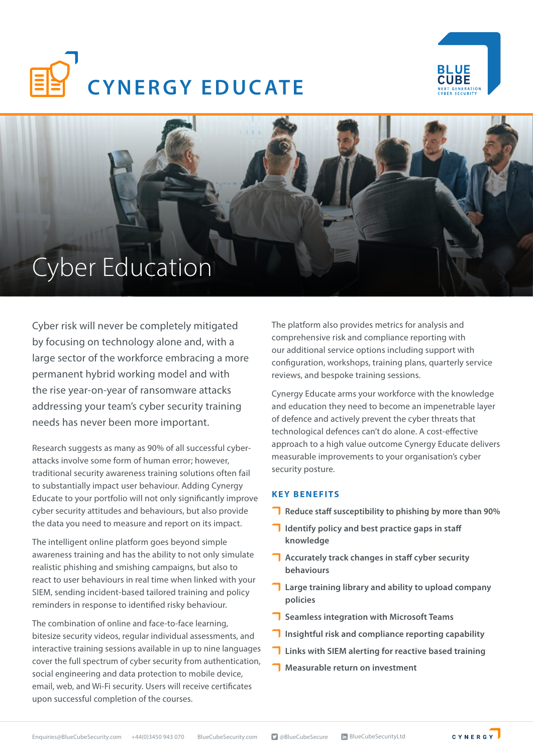# CYNERGY EDUCATE

BLUE CUBE
NEXT GENERATION CYBER SECURITY

## Cyber Education

Cyber risk will never be completely mitigated by focusing on technology alone and, with a large sector of the workforce embracing a more permanent hybrid working model and with the rise year-on-year of ransomware attacks addressing your team's cyber security training needs has never been more important.

Research suggests as many as 90% of all successful cyber-attacks involve some form of human error; however, traditional security awareness training solutions often fail to substantially impact user behaviour. Adding Cynergy Educate to your portfolio will not only significantly improve cyber security attitudes and behaviours, but also provide the data you need to measure and report on its impact.

The intelligent online platform goes beyond simple awareness training and has the ability to not only simulate realistic phishing and smishing campaigns, but also to react to user behaviours in real time when linked with your SIEM, sending incident-based tailored training and policy reminders in response to identified risky behaviour.

The combination of online and face-to-face learning, bitesize security videos, regular individual assessments, and interactive training sessions available in up to nine languages cover the full spectrum of cyber security from authentication, social engineering and data protection to mobile device, email, web, and Wi-Fi security. Users will receive certificates upon successful completion of the courses.

The platform also provides metrics for analysis and comprehensive risk and compliance reporting with our additional service options including support with configuration, workshops, training plans, quarterly service reviews, and bespoke training sessions.

Cynergy Educate arms your workforce with the knowledge and education they need to become an impenetrable layer of defence and actively prevent the cyber threats that technological defences can't do alone. A cost-effective approach to a high value outcome Cynergy Educate delivers measurable improvements to your organisation's cyber security posture.

### KEY BENEFITS

- **Reduce staff susceptibility to phishing by more than 90%**
- **Identify policy and best practice gaps in staff knowledge**
- **Accurately track changes in staff cyber security behaviours**
- **Large training library and ability to upload company policies**
- **Seamless integration with Microsoft Teams**
- **Insightful risk and compliance reporting capability**
- **Links with SIEM alerting for reactive based training**
- **Measurable return on investment**

Enquiries@BlueCubeSecurity.com   +44(0)3450 943 070   BlueCubeSecurity.com   @BlueCubeSecure   BlueCubeSecurityLtd   CYNERGY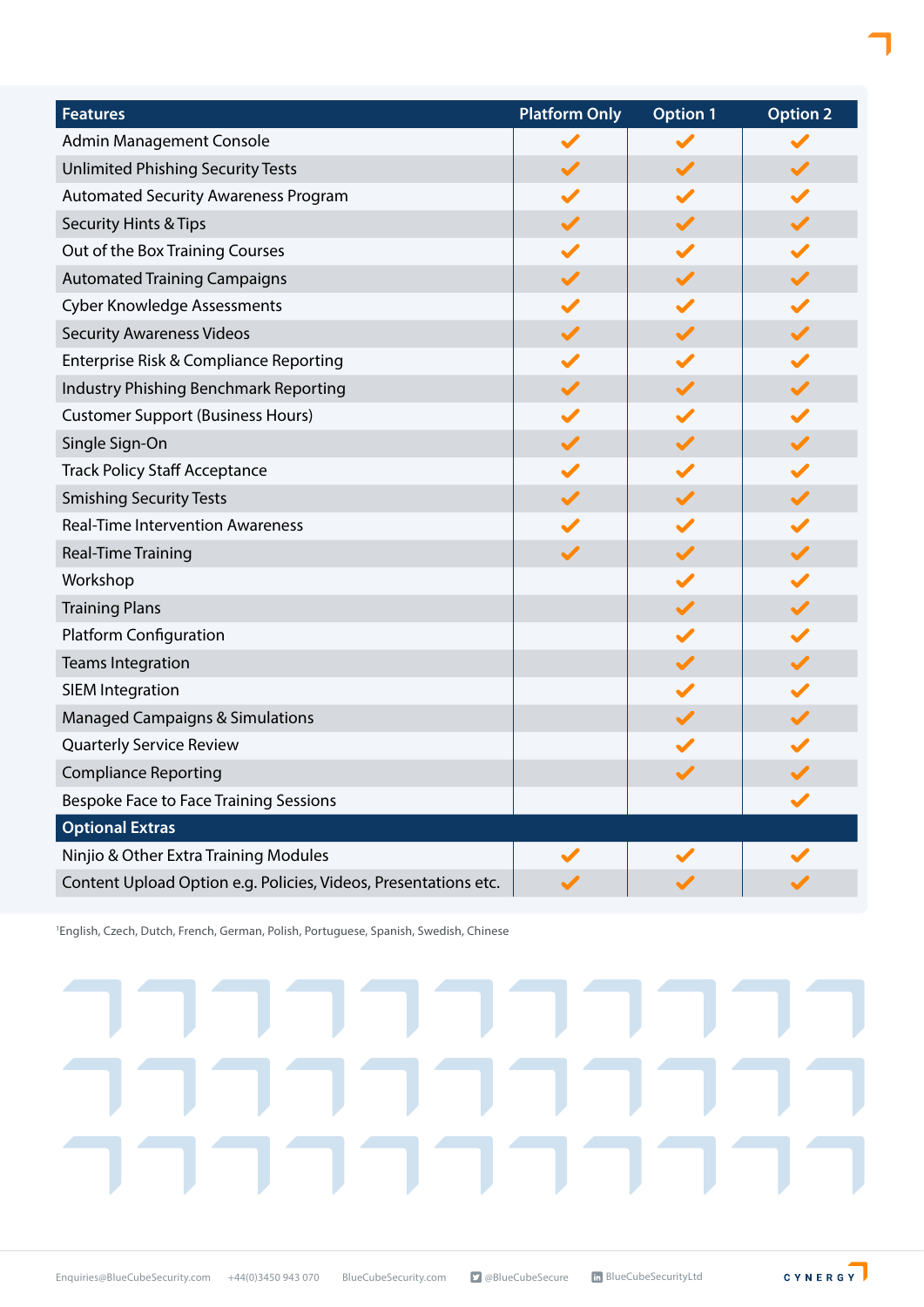| Features | Platform Only | Option 1 | Option 2 |
|---|---|---|---|
| Admin Management Console | ✔ | ✔ | ✔ |
| Unlimited Phishing Security Tests | ✔ | ✔ | ✔ |
| Automated Security Awareness Program | ✔ | ✔ | ✔ |
| Security Hints & Tips | ✔ | ✔ | ✔ |
| Out of the Box Training Courses | ✔ | ✔ | ✔ |
| Automated Training Campaigns | ✔ | ✔ | ✔ |
| Cyber Knowledge Assessments | ✔ | ✔ | ✔ |
| Security Awareness Videos | ✔ | ✔ | ✔ |
| Enterprise Risk & Compliance Reporting | ✔ | ✔ | ✔ |
| Industry Phishing Benchmark Reporting | ✔ | ✔ | ✔ |
| Customer Support (Business Hours) | ✔ | ✔ | ✔ |
| Single Sign-On | ✔ | ✔ | ✔ |
| Track Policy Staff Acceptance | ✔ | ✔ | ✔ |
| Smishing Security Tests | ✔ | ✔ | ✔ |
| Real-Time Intervention Awareness | ✔ | ✔ | ✔ |
| Real-Time Training | ✔ | ✔ | ✔ |
| Workshop | | ✔ | ✔ |
| Training Plans | | ✔ | ✔ |
| Platform Configuration | | ✔ | ✔ |
| Teams Integration | | ✔ | ✔ |
| SIEM Integration | | ✔ | ✔ |
| Managed Campaigns & Simulations | | ✔ | ✔ |
| Quarterly Service Review | | ✔ | ✔ |
| Compliance Reporting | | ✔ | ✔ |
| Bespoke Face to Face Training Sessions | | | ✔ |
| **Optional Extras** | | | |
| Ninjio & Other Extra Training Modules | ✔ | ✔ | ✔ |
| Content Upload Option e.g. Policies, Videos, Presentations etc. | ✔ | ✔ | ✔ |

[1]English, Czech, Dutch, French, German, Polish, Portuguese, Spanish, Swedish, Chinese

Enquiries@BlueCubeSecurity.com    +44(0)3450 943 070    BlueCubeSecurity.com    @BlueCubeSecure    BlueCubeSecurityLtd

CYNERGY